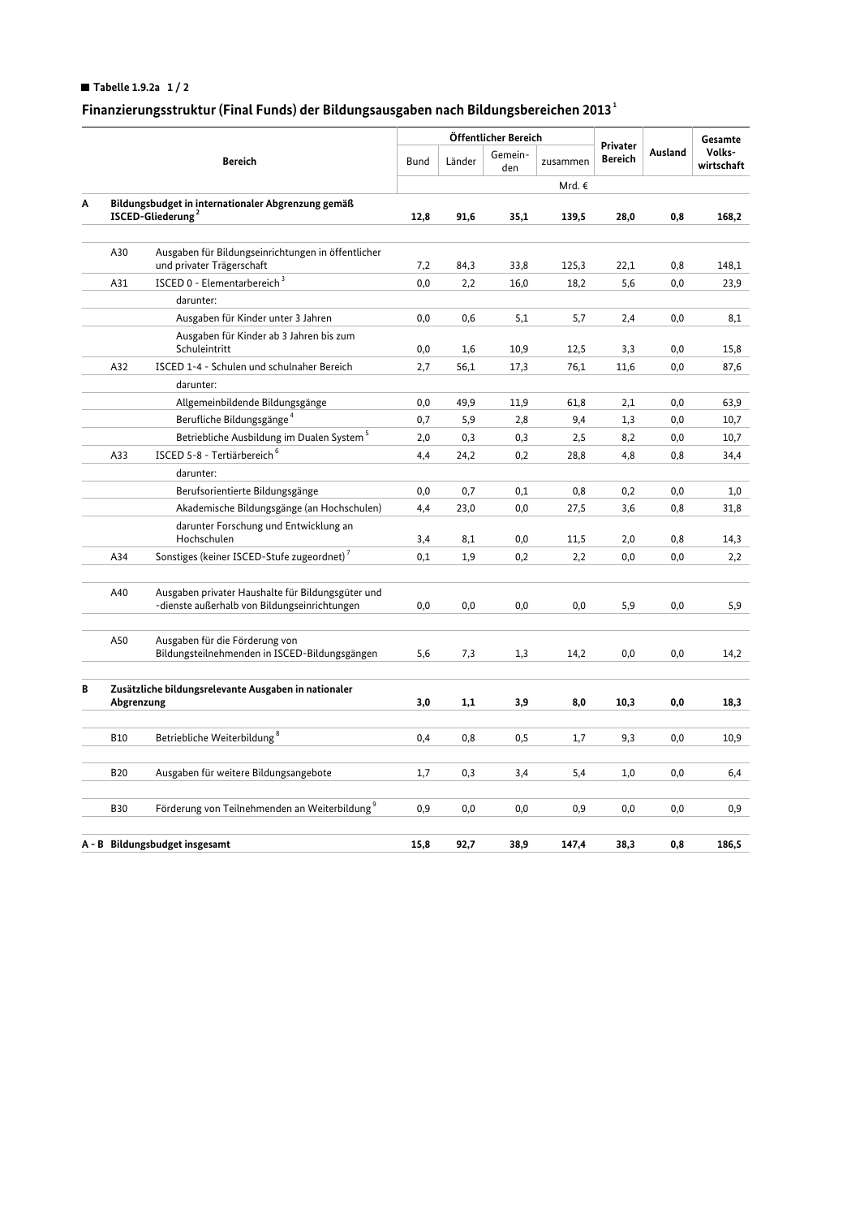■ **Tabelle 1.9.2a 1 / 2**

## Finanzierungsstruktur (Final Funds) der Bildungsausgaben nach Bildungsbereichen 2013[1]

| | | Bereich | Öffentlicher Bereich | | | | Privater Bereich | Ausland | Gesamte Volks-wirtschaft |
|---|---|---|---|---|---|---|---|---|---|
| | | | Bund | Länder | Gemein-den | zusammen | | | |
| | | | Mrd. € | | | | | | |
| **A** | **Bildungsbudget in internationaler Abgrenzung gemäß ISCED-Gliederung[2]** | | **12,8** | **91,6** | **35,1** | **139,5** | **28,0** | **0,8** | **168,2** |
| | A30 | Ausgaben für Bildungseinrichtungen in öffentlicher und privater Trägerschaft | 7,2 | 84,3 | 33,8 | 125,3 | 22,1 | 0,8 | 148,1 |
| | A31 | ISCED 0 - Elementarbereich[3] | 0,0 | 2,2 | 16,0 | 18,2 | 5,6 | 0,0 | 23,9 |
| | | darunter: | | | | | | | |
| | | Ausgaben für Kinder unter 3 Jahren | 0,0 | 0,6 | 5,1 | 5,7 | 2,4 | 0,0 | 8,1 |
| | | Ausgaben für Kinder ab 3 Jahren bis zum Schuleintritt | 0,0 | 1,6 | 10,9 | 12,5 | 3,3 | 0,0 | 15,8 |
| | A32 | ISCED 1-4 - Schulen und schulnaher Bereich | 2,7 | 56,1 | 17,3 | 76,1 | 11,6 | 0,0 | 87,6 |
| | | darunter: | | | | | | | |
| | | Allgemeinbildende Bildungsgänge | 0,0 | 49,9 | 11,9 | 61,8 | 2,1 | 0,0 | 63,9 |
| | | Berufliche Bildungsgänge[4] | 0,7 | 5,9 | 2,8 | 9,4 | 1,3 | 0,0 | 10,7 |
| | | Betriebliche Ausbildung im Dualen System[5] | 2,0 | 0,3 | 0,3 | 2,5 | 8,2 | 0,0 | 10,7 |
| | A33 | ISCED 5-8 - Tertiärbereich[6] | 4,4 | 24,2 | 0,2 | 28,8 | 4,8 | 0,8 | 34,4 |
| | | darunter: | | | | | | | |
| | | Berufsorientierte Bildungsgänge | 0,0 | 0,7 | 0,1 | 0,8 | 0,2 | 0,0 | 1,0 |
| | | Akademische Bildungsgänge (an Hochschulen) | 4,4 | 23,0 | 0,0 | 27,5 | 3,6 | 0,8 | 31,8 |
| | | darunter Forschung und Entwicklung an Hochschulen | 3,4 | 8,1 | 0,0 | 11,5 | 2,0 | 0,8 | 14,3 |
| | A34 | Sonstiges (keiner ISCED-Stufe zugeordnet)[7] | 0,1 | 1,9 | 0,2 | 2,2 | 0,0 | 0,0 | 2,2 |
| | A40 | Ausgaben privater Haushalte für Bildungsgüter und -dienste außerhalb von Bildungseinrichtungen | 0,0 | 0,0 | 0,0 | 0,0 | 5,9 | 0,0 | 5,9 |
| | A50 | Ausgaben für die Förderung von Bildungsteilnehmenden in ISCED-Bildungsgängen | 5,6 | 7,3 | 1,3 | 14,2 | 0,0 | 0,0 | 14,2 |
| **B** | **Zusätzliche bildungsrelevante Ausgaben in nationaler Abgrenzung** | | **3,0** | **1,1** | **3,9** | **8,0** | **10,3** | **0,0** | **18,3** |
| | B10 | Betriebliche Weiterbildung[8] | 0,4 | 0,8 | 0,5 | 1,7 | 9,3 | 0,0 | 10,9 |
| | B20 | Ausgaben für weitere Bildungsangebote | 1,7 | 0,3 | 3,4 | 5,4 | 1,0 | 0,0 | 6,4 |
| | B30 | Förderung von Teilnehmenden an Weiterbildung[9] | 0,9 | 0,0 | 0,0 | 0,9 | 0,0 | 0,0 | 0,9 |
| **A - B** | **Bildungsbudget insgesamt** | | **15,8** | **92,7** | **38,9** | **147,4** | **38,3** | **0,8** | **186,5** |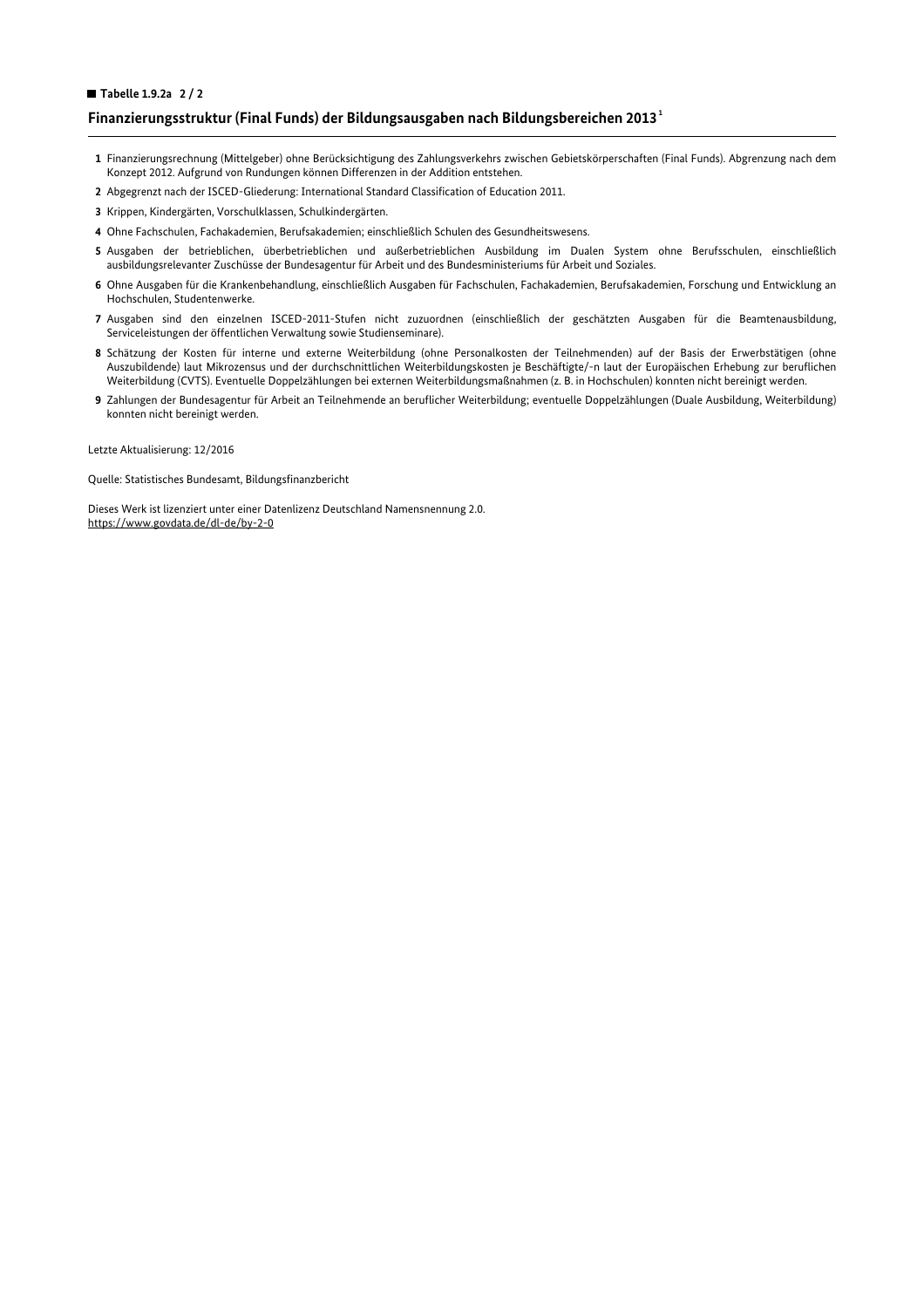**Tabelle 1.9.2a 2 / 2**

## Finanzierungsstruktur (Final Funds) der Bildungsausgaben nach Bildungsbereichen 2013[1]

1 Finanzierungsrechnung (Mittelgeber) ohne Berücksichtigung des Zahlungsverkehrs zwischen Gebietskörperschaften (Final Funds). Abgrenzung nach dem Konzept 2012. Aufgrund von Rundungen können Differenzen in der Addition entstehen.

2 Abgegrenzt nach der ISCED-Gliederung: International Standard Classification of Education 2011.

3 Krippen, Kindergärten, Vorschulklassen, Schulkindergärten.

4 Ohne Fachschulen, Fachakademien, Berufsakademien; einschließlich Schulen des Gesundheitswesens.

5 Ausgaben der betrieblichen, überbetrieblichen und außerbetrieblichen Ausbildung im Dualen System ohne Berufsschulen, einschließlich ausbildungsrelevanter Zuschüsse der Bundesagentur für Arbeit und des Bundesministeriums für Arbeit und Soziales.

6 Ohne Ausgaben für die Krankenbehandlung, einschließlich Ausgaben für Fachschulen, Fachakademien, Berufsakademien, Forschung und Entwicklung an Hochschulen, Studentenwerke.

7 Ausgaben sind den einzelnen ISCED-2011-Stufen nicht zuzuordnen (einschließlich der geschätzten Ausgaben für die Beamtenausbildung, Serviceleistungen der öffentlichen Verwaltung sowie Studienseminare).

8 Schätzung der Kosten für interne und externe Weiterbildung (ohne Personalkosten der Teilnehmenden) auf der Basis der Erwerbstätigen (ohne Auszubildende) laut Mikrozensus und der durchschnittlichen Weiterbildungskosten je Beschäftigte/-n laut der Europäischen Erhebung zur beruflichen Weiterbildung (CVTS). Eventuelle Doppelzählungen bei externen Weiterbildungsmaßnahmen (z. B. in Hochschulen) konnten nicht bereinigt werden.

9 Zahlungen der Bundesagentur für Arbeit an Teilnehmende an beruflicher Weiterbildung; eventuelle Doppelzählungen (Duale Ausbildung, Weiterbildung) konnten nicht bereinigt werden.

Letzte Aktualisierung: 12/2016

Quelle: Statistisches Bundesamt, Bildungsfinanzbericht

Dieses Werk ist lizenziert unter einer Datenlizenz Deutschland Namensnennung 2.0.
https://www.govdata.de/dl-de/by-2-0